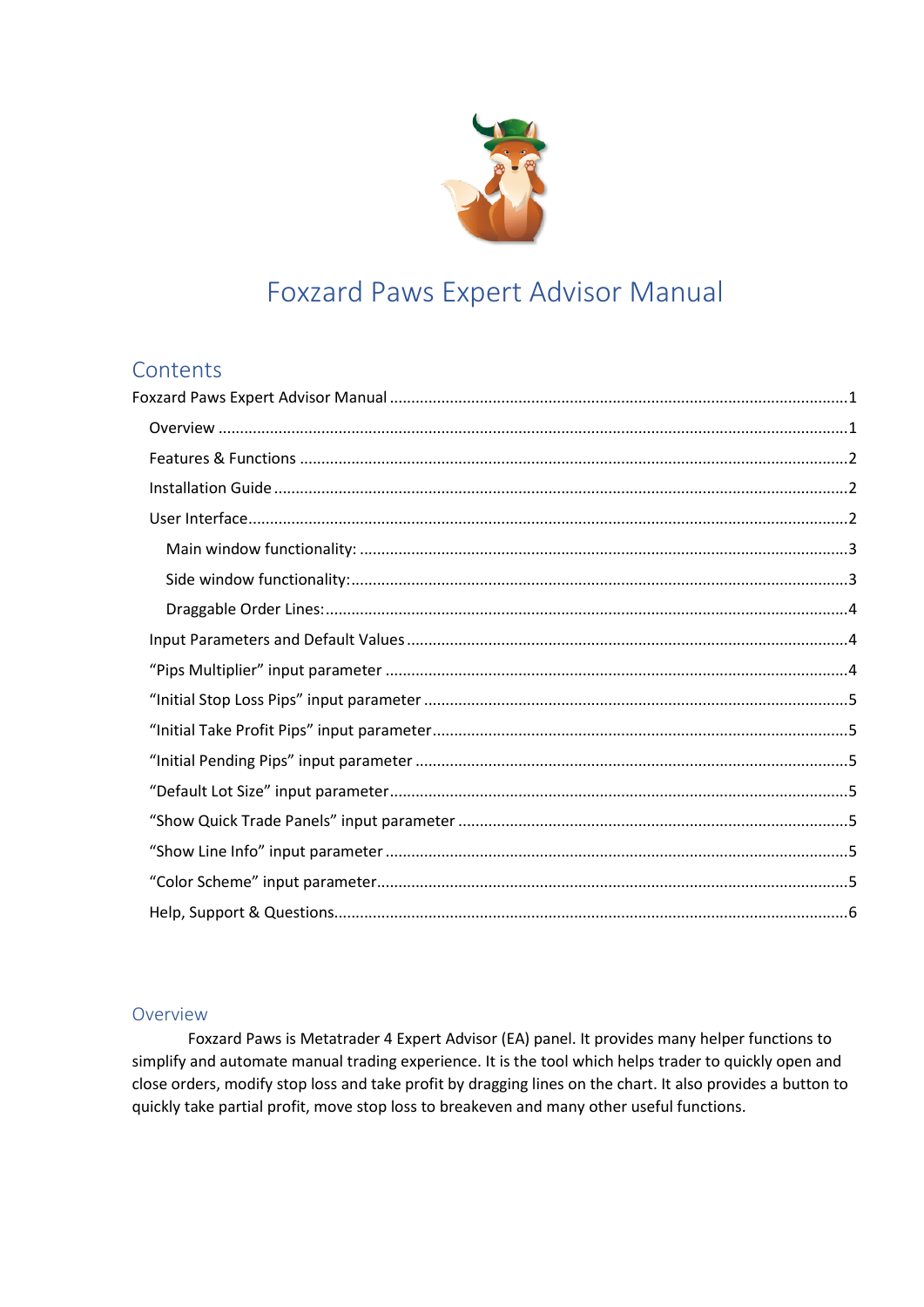# Foxzard Paws Expert Advisor Manual

## Contents

Foxzard Paws Expert Advisor Manual ........................................................................................................ 1

- Overview ........................................................................................................................................ 1
- Features & Functions ..................................................................................................................... 2
- Installation Guide ........................................................................................................................... 2
- User Interface................................................................................................................................. 2
  - Main window functionality: ....................................................................................................... 3
  - Side window functionality: ......................................................................................................... 3
  - Draggable Order Lines: ............................................................................................................... 4
- Input Parameters and Default Values ............................................................................................. 4
- “Pips Multiplier” input parameter ................................................................................................. 4
- “Initial Stop Loss Pips” input parameter ........................................................................................ 5
- “Initial Take Profit Pips” input parameter ...................................................................................... 5
- “Initial Pending Pips” input parameter .......................................................................................... 5
- “Default Lot Size” input parameter ................................................................................................ 5
- “Show Quick Trade Panels” input parameter ................................................................................ 5
- “Show Line Info” input parameter ................................................................................................. 5
- “Color Scheme” input parameter ................................................................................................... 5
- Help, Support & Questions ............................................................................................................. 6

## Overview

Foxzard Paws is Metatrader 4 Expert Advisor (EA) panel. It provides many helper functions to simplify and automate manual trading experience. It is the tool which helps trader to quickly open and close orders, modify stop loss and take profit by dragging lines on the chart. It also provides a button to quickly take partial profit, move stop loss to breakeven and many other useful functions.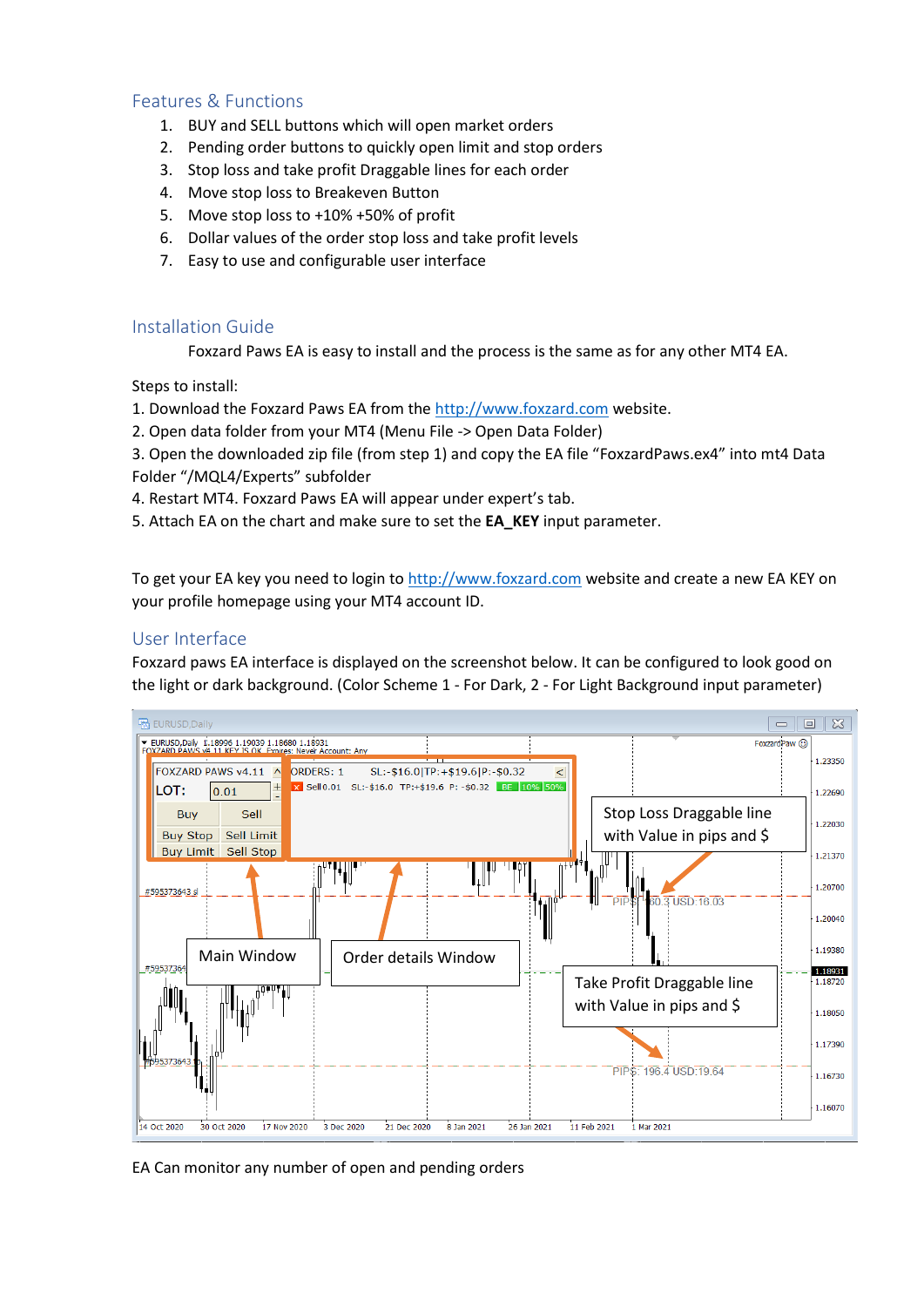## Features & Functions

1. BUY and SELL buttons which will open market orders
2. Pending order buttons to quickly open limit and stop orders
3. Stop loss and take profit Draggable lines for each order
4. Move stop loss to Breakeven Button
5. Move stop loss to +10% +50% of profit
6. Dollar values of the order stop loss and take profit levels
7. Easy to use and configurable user interface

## Installation Guide

Foxzard Paws EA is easy to install and the process is the same as for any other MT4 EA.

Steps to install:

1. Download the Foxzard Paws EA from the http://www.foxzard.com website.
2. Open data folder from your MT4 (Menu File -> Open Data Folder)
3. Open the downloaded zip file (from step 1) and copy the EA file "FoxzardPaws.ex4" into mt4 Data Folder "/MQL4/Experts" subfolder
4. Restart MT4. Foxzard Paws EA will appear under expert's tab.
5. Attach EA on the chart and make sure to set the **EA_KEY** input parameter.

To get your EA key you need to login to http://www.foxzard.com website and create a new EA KEY on your profile homepage using your MT4 account ID.

## User Interface

Foxzard paws EA interface is displayed on the screenshot below. It can be configured to look good on the light or dark background. (Color Scheme 1 - For Dark, 2 - For Light Background input parameter)

EA Can monitor any number of open and pending orders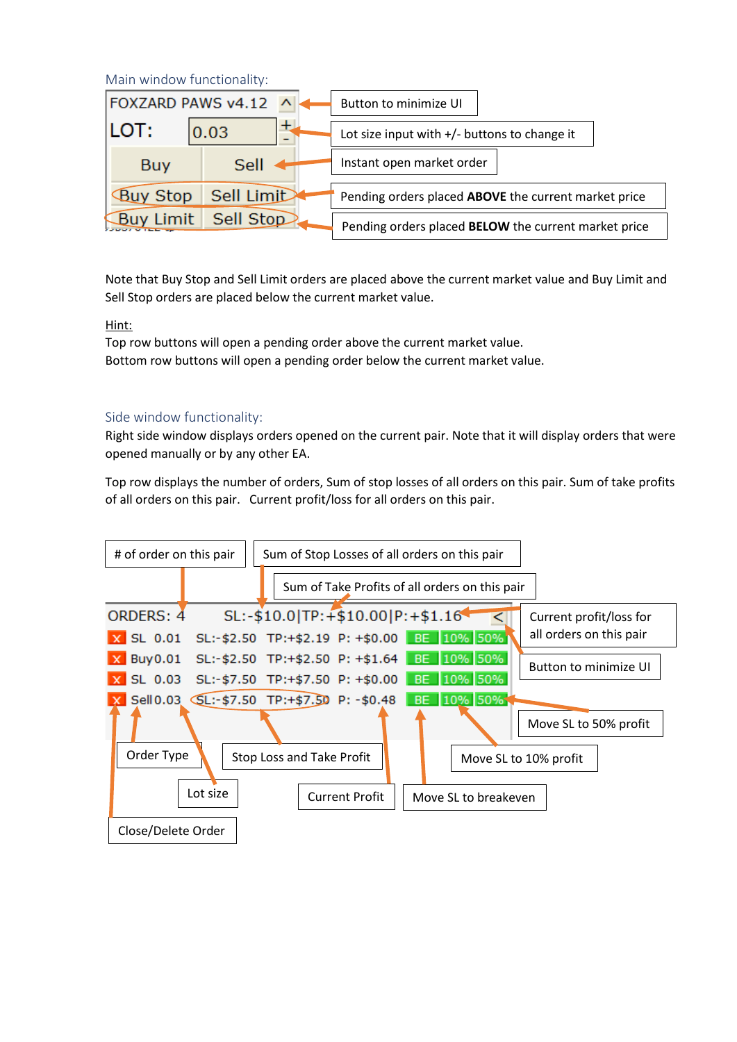### Main window functionality:

| FOXZARD PAWS v4.12 | | ^ | → Button to minimize UI |
|---|---|---|---|
| LOT: | 0.03 | + / - | → Lot size input with +/- buttons to change it |
| Buy | Sell | | → Instant open market order |
| Buy Stop | Sell Limit | | → Pending orders placed **ABOVE** the current market price |
| Buy Limit | Sell Stop | | → Pending orders placed **BELOW** the current market price |

Note that Buy Stop and Sell Limit orders are placed above the current market value and Buy Limit and Sell Stop orders are placed below the current market value.

Hint:
Top row buttons will open a pending order above the current market value.
Bottom row buttons will open a pending order below the current market value.

### Side window functionality:

Right side window displays orders opened on the current pair. Note that it will display orders that were opened manually or by any other EA.

Top row displays the number of orders, Sum of stop losses of all orders on this pair. Sum of take profits of all orders on this pair. Current profit/loss for all orders on this pair.

| ORDERS: 4 | | SL:-$10.0 | TP:+$10.00 | P:+$1.16 | | | < |
|---|---|---|---|---|---|---|---|
| X | SL 0.01 | SL:-$2.50 | TP:+$2.19 | P: +$0.00 | BE | 10% | 50% |
| X | Buy 0.01 | SL:-$2.50 | TP:+$2.50 | P: +$1.64 | BE | 10% | 50% |
| X | SL 0.03 | SL:-$7.50 | TP:+$7.50 | P: +$0.00 | BE | 10% | 50% |
| X | Sell 0.03 | SL:-$7.50 | TP:+$7.50 | P: -$0.48 | BE | 10% | 50% |

Labels:
- # of order on this pair
- Sum of Stop Losses of all orders on this pair
- Sum of Take Profits of all orders on this pair
- Current profit/loss for all orders on this pair
- Button to minimize UI
- Move SL to 50% profit
- Move SL to 10% profit
- Move SL to breakeven
- Current Profit
- Stop Loss and Take Profit
- Lot size
- Order Type
- Close/Delete Order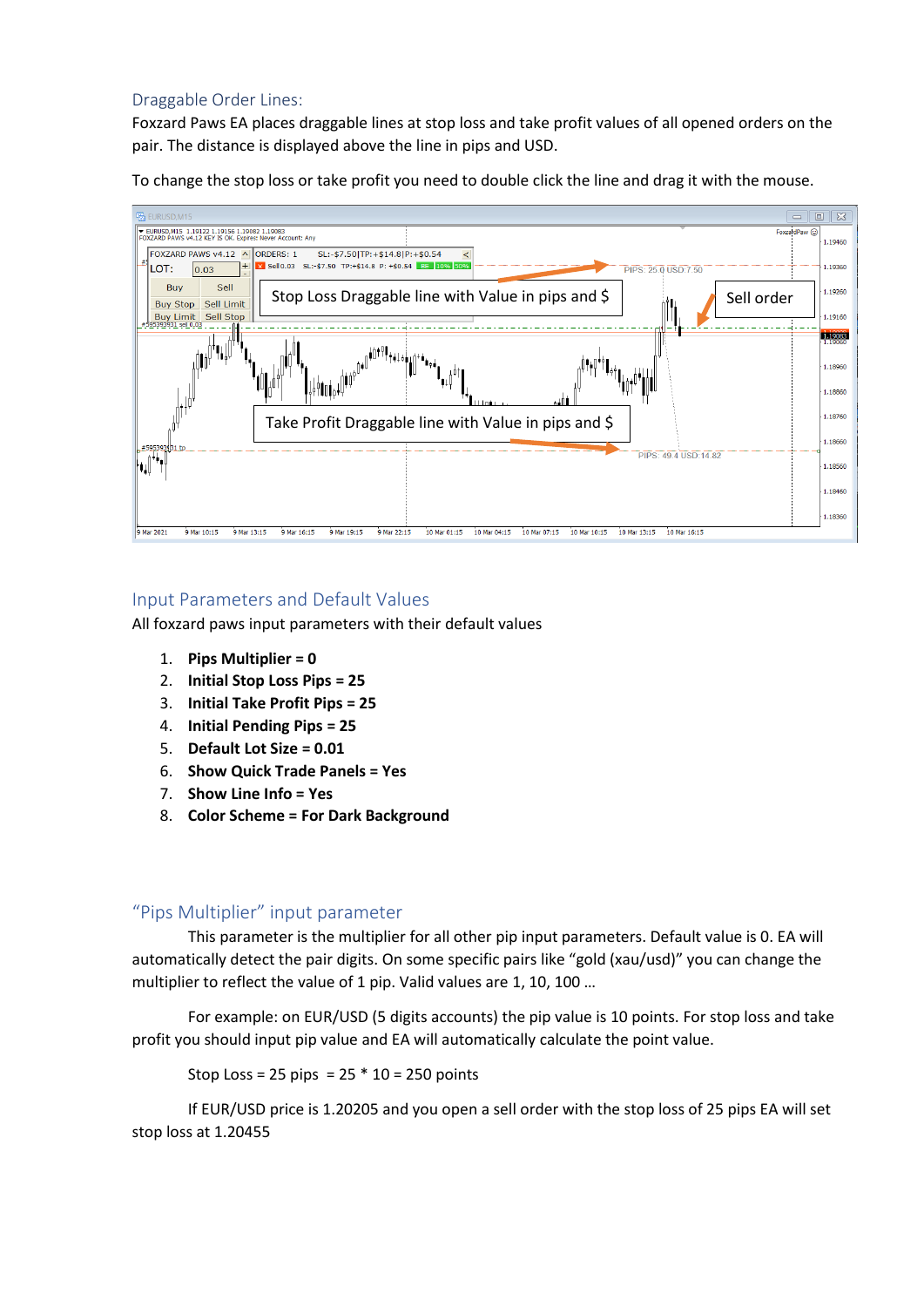## Draggable Order Lines:

Foxzard Paws EA places draggable lines at stop loss and take profit values of all opened orders on the pair. The distance is displayed above the line in pips and USD.

To change the stop loss or take profit you need to double click the line and drag it with the mouse.

## Input Parameters and Default Values

All foxzard paws input parameters with their default values

1. **Pips Multiplier = 0**
2. **Initial Stop Loss Pips = 25**
3. **Initial Take Profit Pips = 25**
4. **Initial Pending Pips = 25**
5. **Default Lot Size = 0.01**
6. **Show Quick Trade Panels = Yes**
7. **Show Line Info = Yes**
8. **Color Scheme = For Dark Background**

## "Pips Multiplier" input parameter

This parameter is the multiplier for all other pip input parameters. Default value is 0. EA will automatically detect the pair digits. On some specific pairs like "gold (xau/usd)" you can change the multiplier to reflect the value of 1 pip. Valid values are 1, 10, 100 …

For example: on EUR/USD (5 digits accounts) the pip value is 10 points. For stop loss and take profit you should input pip value and EA will automatically calculate the point value.

Stop Loss = 25 pips = 25 * 10 = 250 points

If EUR/USD price is 1.20205 and you open a sell order with the stop loss of 25 pips EA will set stop loss at 1.20455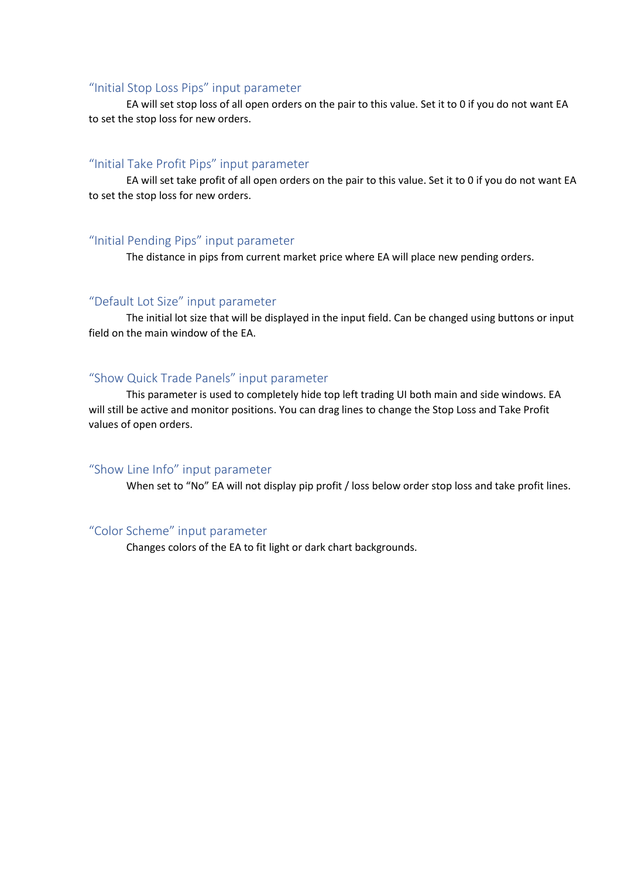## “Initial Stop Loss Pips” input parameter

EA will set stop loss of all open orders on the pair to this value. Set it to 0 if you do not want EA to set the stop loss for new orders.

## “Initial Take Profit Pips” input parameter

EA will set take profit of all open orders on the pair to this value. Set it to 0 if you do not want EA to set the stop loss for new orders.

## “Initial Pending Pips” input parameter

The distance in pips from current market price where EA will place new pending orders.

## “Default Lot Size” input parameter

The initial lot size that will be displayed in the input field. Can be changed using buttons or input field on the main window of the EA.

## “Show Quick Trade Panels” input parameter

This parameter is used to completely hide top left trading UI both main and side windows. EA will still be active and monitor positions. You can drag lines to change the Stop Loss and Take Profit values of open orders.

## “Show Line Info” input parameter

When set to “No” EA will not display pip profit / loss below order stop loss and take profit lines.

## “Color Scheme” input parameter

Changes colors of the EA to fit light or dark chart backgrounds.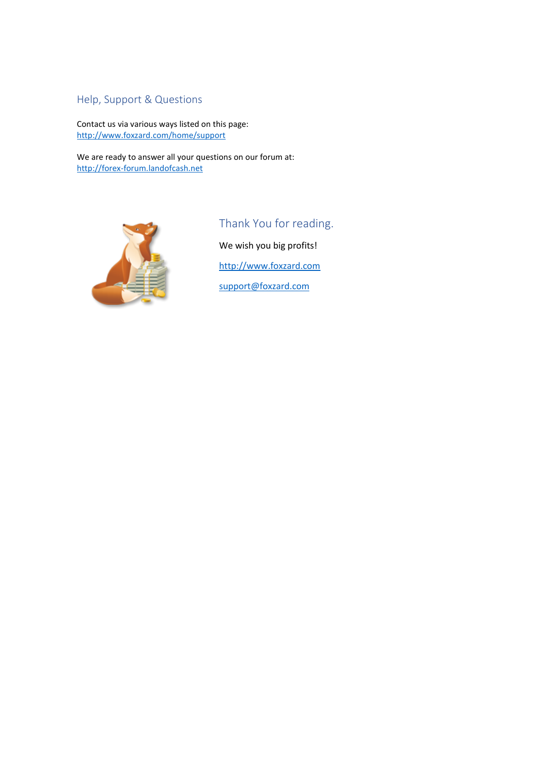## Help, Support & Questions

Contact us via various ways listed on this page:
http://www.foxzard.com/home/support

We are ready to answer all your questions on our forum at:
http://forex-forum.landofcash.net

## Thank You for reading.

We wish you big profits!

http://www.foxzard.com

support@foxzard.com